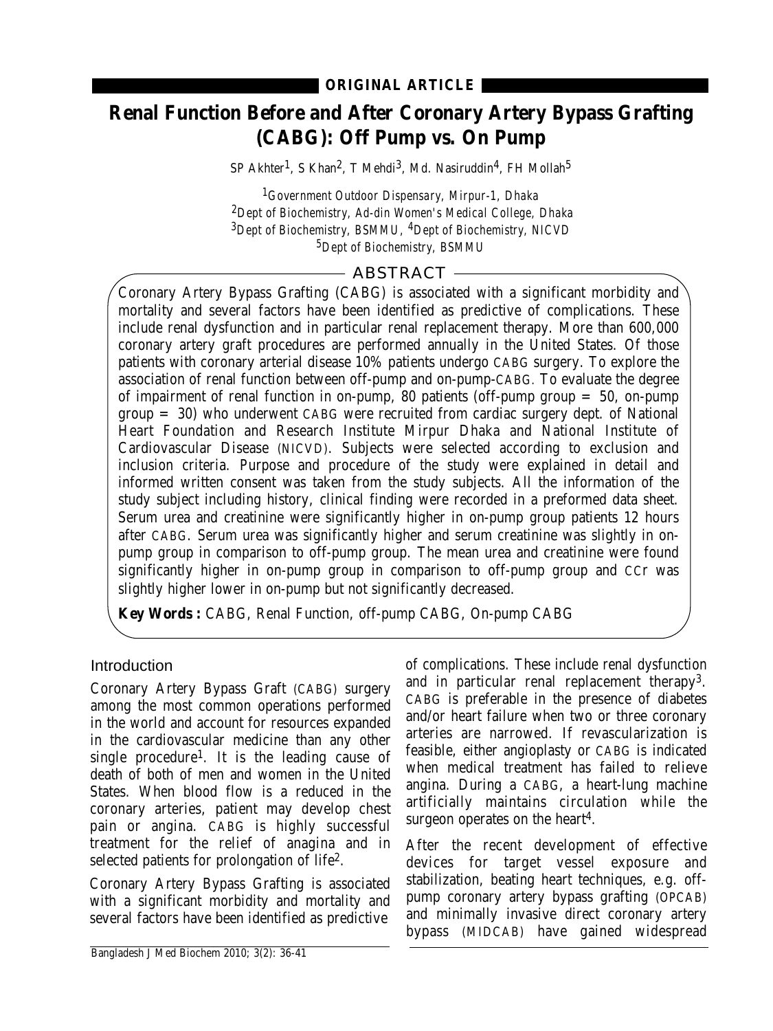ORIGINAL ARTICLE

# Renal Function Before and After Coronary Artery Bypass Grafting (CABG): Off Pump vs. On Pump

SP Akhter[1], S Khan[2], T Mehdi[3], Md. Nasiruddin[4], FH Mollah[5]

[1]Government Outdoor Dispensary, Mirpur-1, Dhaka
[2]Dept of Biochemistry, Ad-din Women's Medical College, Dhaka
[3]Dept of Biochemistry, BSMMU, [4]Dept of Biochemistry, NICVD
[5]Dept of Biochemistry, BSMMU

## ABSTRACT

Coronary Artery Bypass Grafting (CABG) is associated with a significant morbidity and mortality and several factors have been identified as predictive of complications. These include renal dysfunction and in particular renal replacement therapy. More than 600,000 coronary artery graft procedures are performed annually in the United States. Of those patients with coronary arterial disease 10% patients undergo CABG surgery. To explore the association of renal function between off-pump and on-pump-CABG. To evaluate the degree of impairment of renal function in on-pump, 80 patients (off-pump group = 50, on-pump group = 30) who underwent CABG were recruited from cardiac surgery dept. of National Heart Foundation and Research Institute Mirpur Dhaka and National Institute of Cardiovascular Disease (NICVD). Subjects were selected according to exclusion and inclusion criteria. Purpose and procedure of the study were explained in detail and informed written consent was taken from the study subjects. All the information of the study subject including history, clinical finding were recorded in a preformed data sheet. Serum urea and creatinine were significantly higher in on-pump group patients 12 hours after CABG. Serum urea was significantly higher and serum creatinine was slightly in on-pump group in comparison to off-pump group. The mean urea and creatinine were found significantly higher in on-pump group in comparison to off-pump group and CCr was slightly higher lower in on-pump but not significantly decreased.

**Key Words :** CABG, Renal Function, off-pump CABG, On-pump CABG

## Introduction

Coronary Artery Bypass Graft (CABG) surgery among the most common operations performed in the world and account for resources expanded in the cardiovascular medicine than any other single procedure[1]. It is the leading cause of death of both of men and women in the United States. When blood flow is a reduced in the coronary arteries, patient may develop chest pain or angina. CABG is highly successful treatment for the relief of anagina and in selected patients for prolongation of life[2].

Coronary Artery Bypass Grafting is associated with a significant morbidity and mortality and several factors have been identified as predictive of complications. These include renal dysfunction and in particular renal replacement therapy[3]. CABG is preferable in the presence of diabetes and/or heart failure when two or three coronary arteries are narrowed. If revascularization is feasible, either angioplasty or CABG is indicated when medical treatment has failed to relieve angina. During a CABG, a heart-lung machine artificially maintains circulation while the surgeon operates on the heart[4].

After the recent development of effective devices for target vessel exposure and stabilization, beating heart techniques, e.g. off-pump coronary artery bypass grafting (OPCAB) and minimally invasive direct coronary artery bypass (MIDCAB) have gained widespread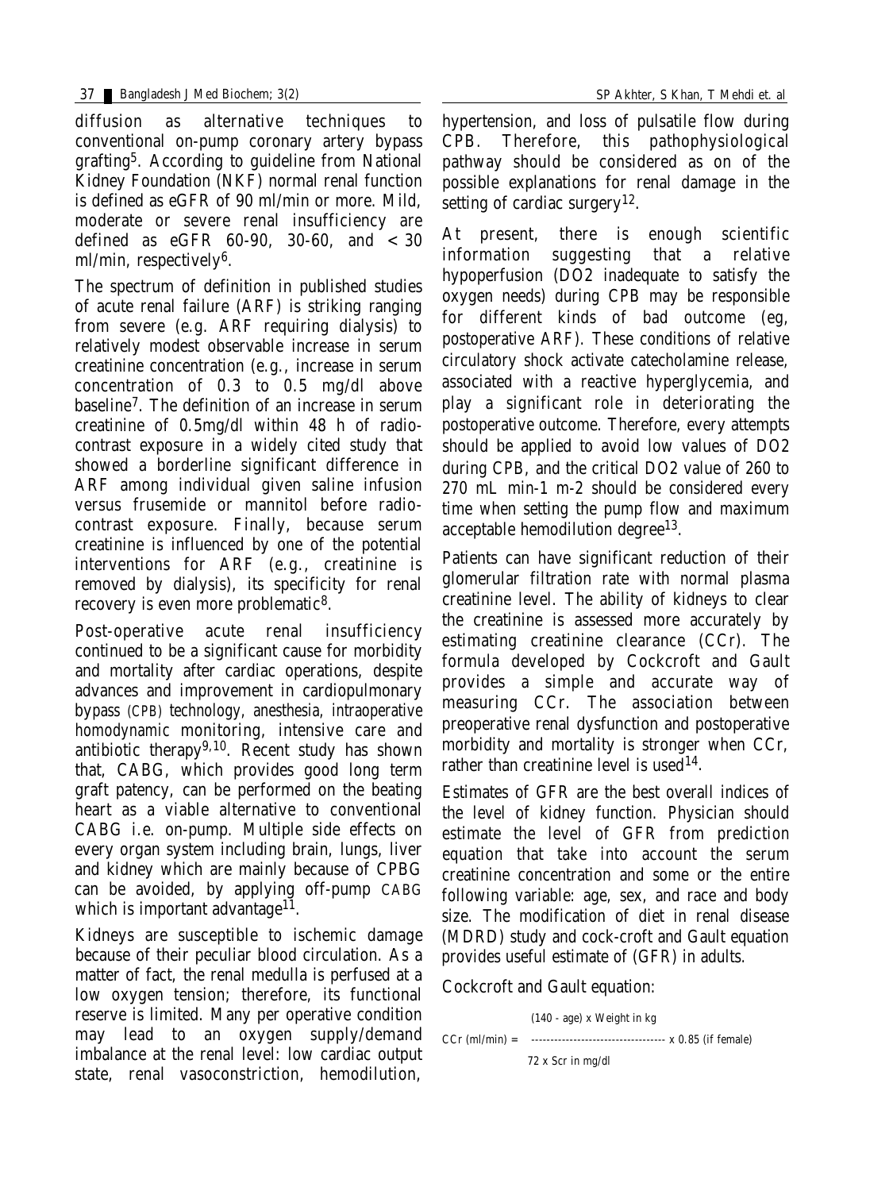diffusion as alternative techniques to conventional on-pump coronary artery bypass grafting[5]. According to guideline from National Kidney Foundation (NKF) normal renal function is defined as eGFR of 90 ml/min or more. Mild, moderate or severe renal insufficiency are defined as eGFR 60-90, 30-60, and < 30 ml/min, respectively[6].

The spectrum of definition in published studies of acute renal failure (ARF) is striking ranging from severe (e.g. ARF requiring dialysis) to relatively modest observable increase in serum creatinine concentration (e.g., increase in serum concentration of 0.3 to 0.5 mg/dl above baseline[7]. The definition of an increase in serum creatinine of 0.5mg/dl within 48 h of radio-contrast exposure in a widely cited study that showed a borderline significant difference in ARF among individual given saline infusion versus frusemide or mannitol before radio-contrast exposure. Finally, because serum creatinine is influenced by one of the potential interventions for ARF (e.g., creatinine is removed by dialysis), its specificity for renal recovery is even more problematic[8].

Post-operative acute renal insufficiency continued to be a significant cause for morbidity and mortality after cardiac operations, despite advances and improvement in cardiopulmonary bypass (CPB) technology, anesthesia, intraoperative homodynamic monitoring, intensive care and antibiotic therapy[9,10]. Recent study has shown that, CABG, which provides good long term graft patency, can be performed on the beating heart as a viable alternative to conventional CABG i.e. on-pump. Multiple side effects on every organ system including brain, lungs, liver and kidney which are mainly because of CPBG can be avoided, by applying off-pump CABG which is important advantage[11].

Kidneys are susceptible to ischemic damage because of their peculiar blood circulation. As a matter of fact, the renal medulla is perfused at a low oxygen tension; therefore, its functional reserve is limited. Many per operative condition may lead to an oxygen supply/demand imbalance at the renal level: low cardiac output state, renal vasoconstriction, hemodilution, hypertension, and loss of pulsatile flow during CPB. Therefore, this pathophysiological pathway should be considered as on of the possible explanations for renal damage in the setting of cardiac surgery[12].

At present, there is enough scientific information suggesting that a relative hypoperfusion (DO2 inadequate to satisfy the oxygen needs) during CPB may be responsible for different kinds of bad outcome (eg, postoperative ARF). These conditions of relative circulatory shock activate catecholamine release, associated with a reactive hyperglycemia, and play a significant role in deteriorating the postoperative outcome. Therefore, every attempts should be applied to avoid low values of DO2 during CPB, and the critical DO2 value of 260 to 270 mL min-1 m-2 should be considered every time when setting the pump flow and maximum acceptable hemodilution degree[13].

Patients can have significant reduction of their glomerular filtration rate with normal plasma creatinine level. The ability of kidneys to clear the creatinine is assessed more accurately by estimating creatinine clearance (CCr). The formula developed by Cockcroft and Gault provides a simple and accurate way of measuring CCr. The association between preoperative renal dysfunction and postoperative morbidity and mortality is stronger when CCr, rather than creatinine level is used[14].

Estimates of GFR are the best overall indices of the level of kidney function. Physician should estimate the level of GFR from prediction equation that take into account the serum creatinine concentration and some or the entire following variable: age, sex, and race and body size. The modification of diet in renal disease (MDRD) study and cock-croft and Gault equation provides useful estimate of (GFR) in adults.

Cockcroft and Gault equation:

$$CCr\ (ml/min) = \frac{(140 - age) \times Weight\ in\ kg}{72 \times Scr\ in\ mg/dl} \times 0.85\ (if\ female)$$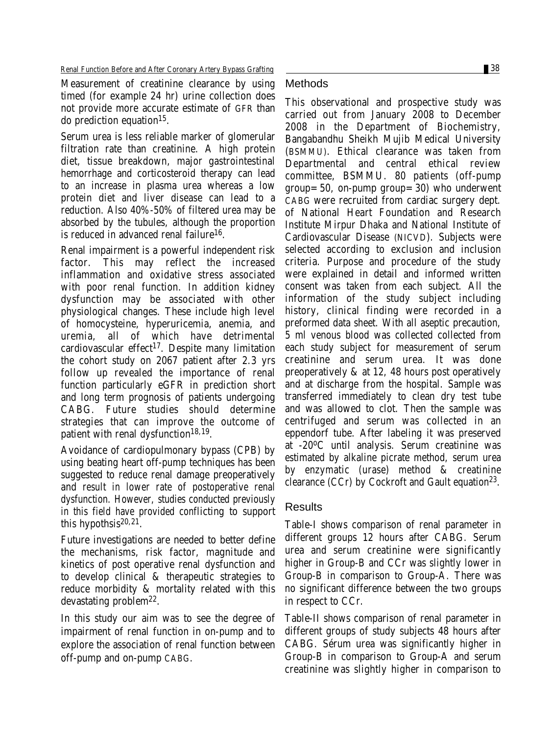Measurement of creatinine clearance by using timed (for example 24 hr) urine collection does not provide more accurate estimate of GFR than do prediction equation[15].

Serum urea is less reliable marker of glomerular filtration rate than creatinine. A high protein diet, tissue breakdown, major gastrointestinal hemorrhage and corticosteroid therapy can lead to an increase in plasma urea whereas a low protein diet and liver disease can lead to a reduction. Also 40%-50% of filtered urea may be absorbed by the tubules, although the proportion is reduced in advanced renal failure[16].

Renal impairment is a powerful independent risk factor. This may reflect the increased inflammation and oxidative stress associated with poor renal function. In addition kidney dysfunction may be associated with other physiological changes. These include high level of homocysteine, hyperuricemia, anemia, and uremia, all of which have detrimental cardiovascular effect[17]. Despite many limitation the cohort study on 2067 patient after 2.3 yrs follow up revealed the importance of renal function particularly eGFR in prediction short and long term prognosis of patients undergoing CABG. Future studies should determine strategies that can improve the outcome of patient with renal dysfunction[18,19].

Avoidance of cardiopulmonary bypass (CPB) by using beating heart off-pump techniques has been suggested to reduce renal damage preoperatively and result in lower rate of postoperative renal dysfunction. However, studies conducted previously in this field have provided conflicting to support this hypothsis[20,21].

Future investigations are needed to better define the mechanisms, risk factor, magnitude and kinetics of post operative renal dysfunction and to develop clinical & therapeutic strategies to reduce morbidity & mortality related with this devastating problem[22].

In this study our aim was to see the degree of impairment of renal function in on-pump and to explore the association of renal function between off-pump and on-pump CABG.

## Methods

This observational and prospective study was carried out from January 2008 to December 2008 in the Department of Biochemistry, Bangabandhu Sheikh Mujib Medical University (BSMMU). Ethical clearance was taken from Departmental and central ethical review committee, BSMMU. 80 patients (off-pump group= 50, on-pump group= 30) who underwent CABG were recruited from cardiac surgery dept. of National Heart Foundation and Research Institute Mirpur Dhaka and National Institute of Cardiovascular Disease (NICVD). Subjects were selected according to exclusion and inclusion criteria. Purpose and procedure of the study were explained in detail and informed written consent was taken from each subject. All the information of the study subject including history, clinical finding were recorded in a preformed data sheet. With all aseptic precaution, 5 ml venous blood was collected collected from each study subject for measurement of serum creatinine and serum urea. It was done preoperatively & at 12, 48 hours post operatively and at discharge from the hospital. Sample was transferred immediately to clean dry test tube and was allowed to clot. Then the sample was centrifuged and serum was collected in an eppendorf tube. After labeling it was preserved at -20ºC until analysis. Serum creatinine was estimated by alkaline picrate method, serum urea by enzymatic (urase) method & creatinine clearance (CCr) by Cockroft and Gault equation[23].

## Results

Table-I shows comparison of renal parameter in different groups 12 hours after CABG. Serum urea and serum creatinine were significantly higher in Group-B and CCr was slightly lower in Group-B in comparison to Group-A. There was no significant difference between the two groups in respect to CCr.

Table-II shows comparison of renal parameter in different groups of study subjects 48 hours after CABG. Sérum urea was significantly higher in Group-B in comparison to Group-A and serum creatinine was slightly higher in comparison to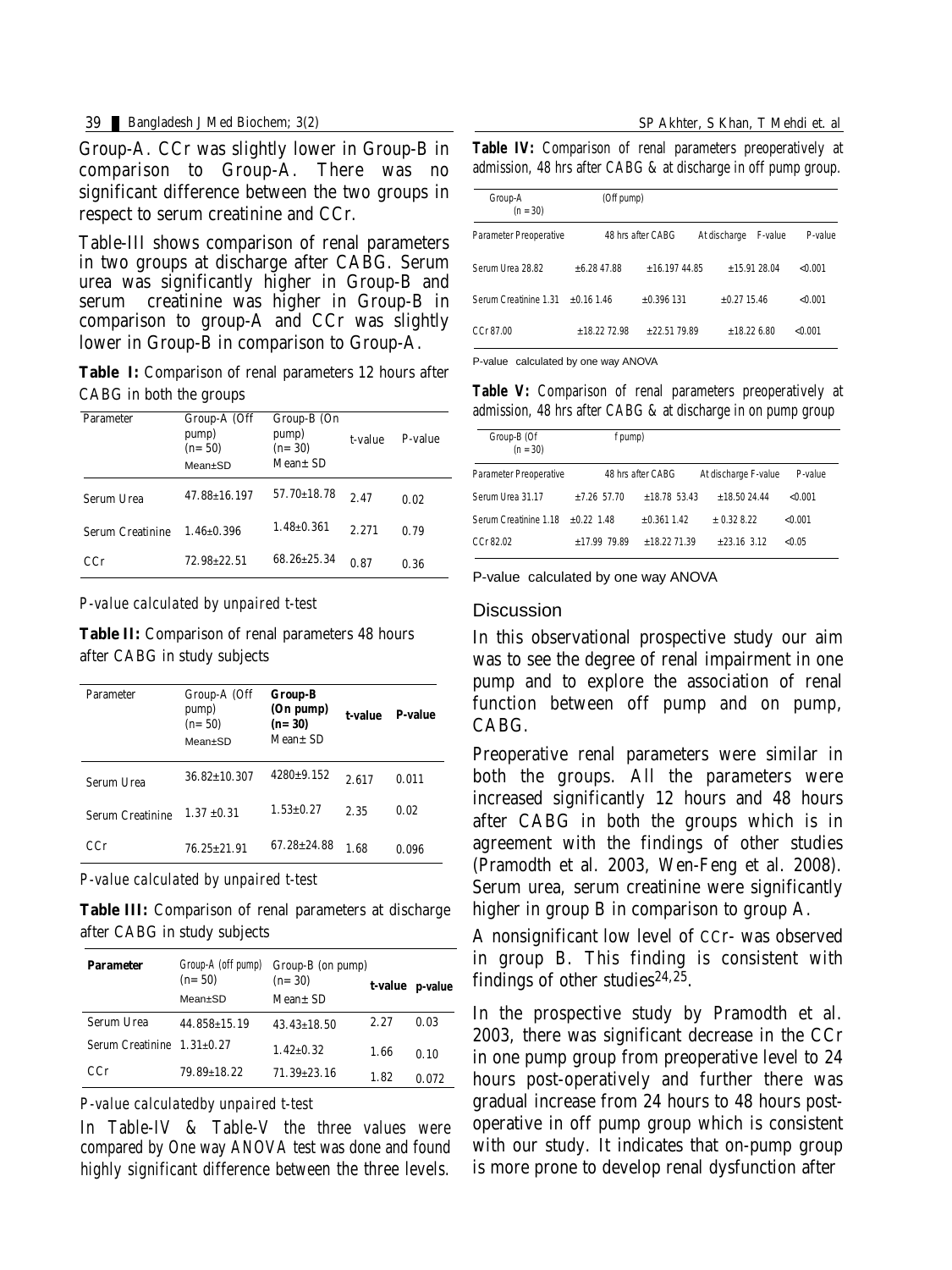Group-A. CCr was slightly lower in Group-B in comparison to Group-A. There was no significant difference between the two groups in respect to serum creatinine and CCr.

Table-III shows comparison of renal parameters in two groups at discharge after CABG. Serum urea was significantly higher in Group-B and serum creatinine was higher in Group-B in comparison to group-A and CCr was slightly lower in Group-B in comparison to Group-A.

**Table I:** Comparison of renal parameters 12 hours after CABG in both the groups

| Parameter | Group-A (Off pump) (n= 50) Mean±SD | Group-B (On pump) (n= 30) Mean± SD | t-value | P-value |
|---|---|---|---|---|
| Serum Urea | 47.88±16.197 | 57.70±18.78 | 2.47 | 0.02 |
| Serum Creatinine | 1.46±0.396 | 1.48±0.361 | 2.271 | 0.79 |
| CCr | 72.98±22.51 | 68.26±25.34 | 0.87 | 0.36 |

*P-value calculated by unpaired t-test*

**Table II:** Comparison of renal parameters 48 hours after CABG in study subjects

| Parameter | Group-A (Off pump) (n= 50) Mean±SD | **Group-B (On pump) (n= 30)** Mean± SD | **t-value** | **P-value** |
|---|---|---|---|---|
| Serum Urea | 36.82±10.307 | 4280±9.152 | 2.617 | 0.011 |
| Serum Creatinine | 1.37 ±0.31 | 1.53±0.27 | 2.35 | 0.02 |
| CCr | 76.25±21.91 | 67.28±24.88 | 1.68 | 0.096 |

*P-value calculated by unpaired t-test*

**Table III:** Comparison of renal parameters at discharge after CABG in study subjects

| **Parameter** | Group-A (off pump) (n= 50) Mean±SD | Group-B (on pump) (n= 30) Mean± SD | **t-value** | **p-value** |
|---|---|---|---|---|
| Serum Urea | 44.858±15.19 | 43.43±18.50 | 2.27 | 0.03 |
| Serum Creatinine | 1.31±0.27 | 1.42±0.32 | 1.66 | 0.10 |
| CCr | 79.89±18.22 | 71.39±23.16 | 1.82 | 0.072 |

*P-value calculatedby unpaired t-test*

In Table-IV & Table-V the three values were compared by One way ANOVA test was done and found highly significant difference between the three levels.

**Table IV:** Comparison of renal parameters preoperatively at admission, 48 hrs after CABG & at discharge in off pump group.

| Group-A (n = 30) | (Off pump) | | | |
|---|---|---|---|---|
| Parameter Preoperative | 48 hrs after CABG | At discharge | F-value | P-value |
| Serum Urea 28.82 | ±6.28 47.88 | ±16.197 44.85 | ±15.91 28.04 | <0.001 |
| Serum Creatinine 1.31 | ±0.16 1.46 | ±0.396 131 | ±0.27 15.46 | <0.001 |
| CCr 87.00 | ±18.22 72.98 | ±22.51 79.89 | ±18.22 6.80 | <0.001 |

P-value calculated by one way ANOVA

**Table V:** Comparison of renal parameters preoperatively at admission, 48 hrs after CABG & at discharge in on pump group

| Group-B (Of (n = 30) | f pump) | | | |
|---|---|---|---|---|
| Parameter Preoperative | 48 hrs after CABG | At discharge | F-value | P-value |
| Serum Urea 31.17 | ±7.26 57.70 | ±18.78 53.43 | ±18.50 24.44 | <0.001 |
| Serum Creatinine 1.18 | ±0.22 1.48 | ±0.361 1.42 | ± 0.32 8.22 | <0.001 |
| CCr 82.02 | ±17.99 79.89 | ±18.22 71.39 | ±23.16 3.12 | <0.05 |

P-value calculated by one way ANOVA

## Discussion

In this observational prospective study our aim was to see the degree of renal impairment in one pump and to explore the association of renal function between off pump and on pump, CABG.

Preoperative renal parameters were similar in both the groups. All the parameters were increased significantly 12 hours and 48 hours after CABG in both the groups which is in agreement with the findings of other studies (Pramodth et al. 2003, Wen-Feng et al. 2008). Serum urea, serum creatinine were significantly higher in group B in comparison to group A.

A nonsignificant low level of CCr- was observed in group B. This finding is consistent with findings of other studies[24,25].

In the prospective study by Pramodth et al. 2003, there was significant decrease in the CCr in one pump group from preoperative level to 24 hours post-operatively and further there was gradual increase from 24 hours to 48 hours post-operative in off pump group which is consistent with our study. It indicates that on-pump group is more prone to develop renal dysfunction after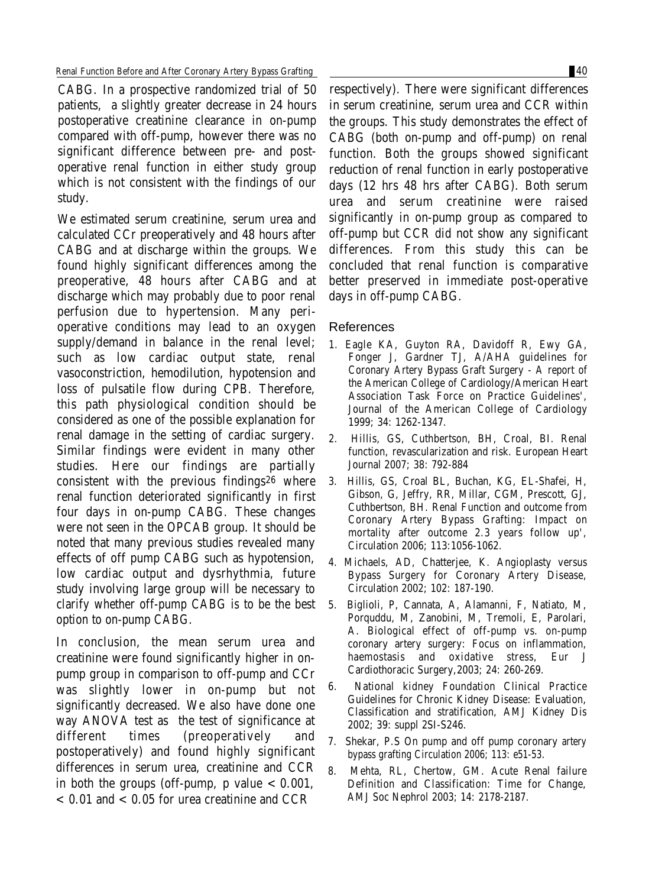CABG. In a prospective randomized trial of 50 patients, a slightly greater decrease in 24 hours postoperative creatinine clearance in on-pump compared with off-pump, however there was no significant difference between pre- and post-operative renal function in either study group which is not consistent with the findings of our study.

We estimated serum creatinine, serum urea and calculated CCr preoperatively and 48 hours after CABG and at discharge within the groups. We found highly significant differences among the preoperative, 48 hours after CABG and at discharge which may probably due to poor renal perfusion due to hypertension. Many peri-operative conditions may lead to an oxygen supply/demand in balance in the renal level; such as low cardiac output state, renal vasoconstriction, hemodilution, hypotension and loss of pulsatile flow during CPB. Therefore, this path physiological condition should be considered as one of the possible explanation for renal damage in the setting of cardiac surgery. Similar findings were evident in many other studies. Here our findings are partially consistent with the previous findings[26] where renal function deteriorated significantly in first four days in on-pump CABG. These changes were not seen in the OPCAB group. It should be noted that many previous studies revealed many effects of off pump CABG such as hypotension, low cardiac output and dysrhythmia, future study involving large group will be necessary to clarify whether off-pump CABG is to be the best option to on-pump CABG.

In conclusion, the mean serum urea and creatinine were found significantly higher in on-pump group in comparison to off-pump and CCr was slightly lower in on-pump but not significantly decreased. We also have done one way ANOVA test as the test of significance at different times (preoperatively and postoperatively) and found highly significant differences in serum urea, creatinine and CCR in both the groups (off-pump, p value $< 0.001$, $< 0.01$ and $< 0.05$ for urea creatinine and CCR respectively). There were significant differences in serum creatinine, serum urea and CCR within the groups. This study demonstrates the effect of CABG (both on-pump and off-pump) on renal function. Both the groups showed significant reduction of renal function in early postoperative days (12 hrs 48 hrs after CABG). Both serum urea and serum creatinine were raised significantly in on-pump group as compared to off-pump but CCR did not show any significant differences. From this study this can be concluded that renal function is comparative better preserved in immediate post-operative days in off-pump CABG.

## References

1. Eagle KA, Guyton RA, Davidoff R, Ewy GA, Fonger J, Gardner TJ, A/AHA guidelines for Coronary Artery Bypass Graft Surgery - A report of the American College of Cardiology/American Heart Association Task Force on Practice Guidelines', Journal of the American College of Cardiology 1999; 34: 1262-1347.
2. Hillis, GS, Cuthbertson, BH, Croal, BI. Renal function, revascularization and risk. European Heart Journal 2007; 38: 792-884
3. Hillis, GS, Croal BL, Buchan, KG, EL-Shafei, H, Gibson, G, Jeffry, RR, Millar, CGM, Prescott, GJ, Cuthbertson, BH. Renal Function and outcome from Coronary Artery Bypass Grafting: Impact on mortality after outcome 2.3 years follow up', Circulation 2006; 113:1056-1062.
4. Michaels, AD, Chatterjee, K. Angioplasty versus Bypass Surgery for Coronary Artery Disease, Circulation 2002; 102: 187-190.
5. Biglioli, P, Cannata, A, Alamanni, F, Natiato, M, Porquddu, M, Zanobini, M, Tremoli, E, Parolari, A. Biological effect of off-pump vs. on-pump coronary artery surgery: Focus on inflammation, haemostasis and oxidative stress, Eur J Cardiothoracic Surgery,2003; 24: 260-269.
6. National kidney Foundation Clinical Practice Guidelines for Chronic Kidney Disease: Evaluation, Classification and stratification, AMJ Kidney Dis 2002; 39: suppl 2SI-S246.
7. Shekar, P.S On pump and off pump coronary artery bypass grafting Circulation 2006; 113: e51-53.
8. Mehta, RL, Chertow, GM. Acute Renal failure Definition and Classification: Time for Change, AMJ Soc Nephrol 2003; 14: 2178-2187.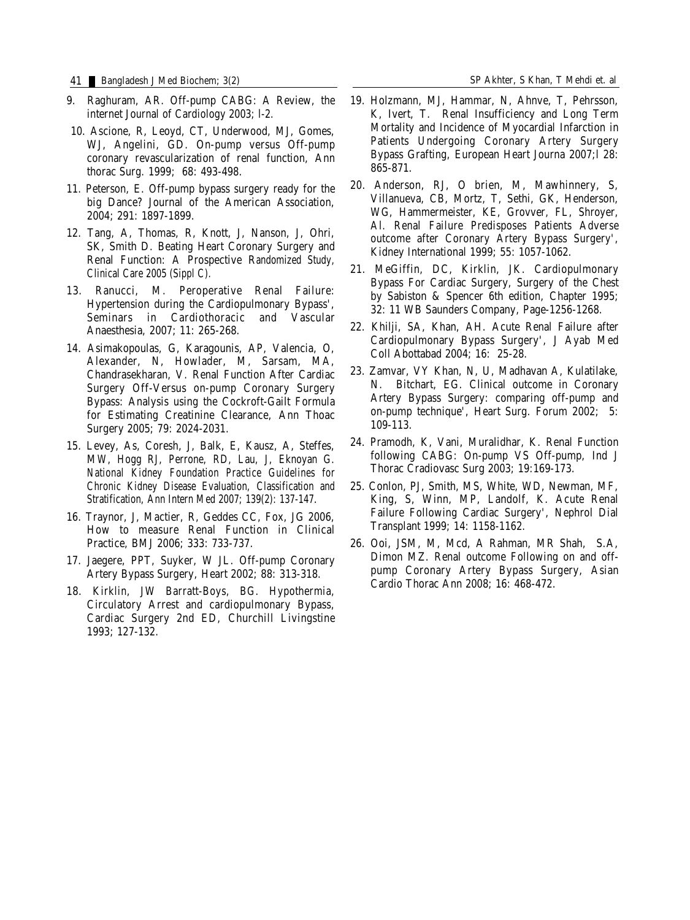9. Raghuram, AR. Off-pump CABG: A Review, the internet Journal of Cardiology 2003; l-2.
10. Ascione, R, Leoyd, CT, Underwood, MJ, Gomes, WJ, Angelini, GD. On-pump versus Off-pump coronary revascularization of renal function, Ann thorac Surg. 1999; 68: 493-498.
11. Peterson, E. Off-pump bypass surgery ready for the big Dance? Journal of the American Association, 2004; 291: 1897-1899.
12. Tang, A, Thomas, R, Knott, J, Nanson, J, Ohri, SK, Smith D. Beating Heart Coronary Surgery and Renal Function: A Prospective *Randomized Study, Clinical Care 2005 (Sippl C).*
13. Ranucci, M. Peroperative Renal Failure: Hypertension during the Cardiopulmonary Bypass', Seminars in Cardiothoracic and Vascular Anaesthesia, 2007; 11: 265-268.
14. Asimakopoulas, G, Karagounis, AP, Valencia, O, Alexander, N, Howlader, M, Sarsam, MA, Chandrasekharan, V. Renal Function After Cardiac Surgery Off-Versus on-pump Coronary Surgery Bypass: Analysis using the Cockroft-Gailt Formula for Estimating Creatinine Clearance, Ann Thoac Surgery 2005; 79: 2024-2031.
15. Levey, As, Coresh, J, Balk, E, Kausz, A, Steffes, MW, Hogg RJ, *Perrone, RD, Lau, J, Eknoyan G. National Kidney Foundation Practice Guidelines for Chronic Kidney Disease Evaluation, Classification and Stratification, Ann Intern Med 2007; 139(2): 137-147.*
16. Traynor, J, Mactier, R, Geddes CC, Fox, JG 2006, How to measure Renal Function in Clinical Practice, BMJ 2006; 333: 733-737.
17. Jaegere, PPT, Suyker, W JL. Off-pump Coronary Artery Bypass Surgery, Heart 2002; 88: 313-318.
18. Kirklin, JW Barratt-Boys, BG. Hypothermia, Circulatory Arrest and cardiopulmonary Bypass, Cardiac Surgery 2nd ED, Churchill Livingstine 1993; 127-132.
19. Holzmann, MJ, Hammar, N, Ahnve, T, Pehrsson, K, Ivert, T. Renal Insufficiency and Long Term Mortality and Incidence of Myocardial Infarction in Patients Undergoing Coronary Artery Surgery Bypass Grafting, European Heart Journa 2007;l 28: 865-871.
20. Anderson, RJ, O brien, M, Mawhinnery, S, Villanueva, CB, Mortz, T, Sethi, GK, Henderson, WG, Hammermeister, KE, Grovver, FL, Shroyer, Al. Renal Failure Predisposes Patients Adverse outcome after Coronary Artery Bypass Surgery', Kidney International 1999; 55: 1057-1062.
21. MeGiffin, DC, Kirklin, JK. Cardiopulmonary Bypass For Cardiac Surgery, Surgery of the Chest by Sabiston & Spencer 6th edition, Chapter 1995; 32: 11 WB Saunders Company, Page-1256-1268.
22. Khilji, SA, Khan, AH. Acute Renal Failure after Cardiopulmonary Bypass Surgery', J Ayab Med Coll Abottabad 2004; 16: 25-28.
23. Zamvar, VY Khan, N, U, Madhavan A, Kulatilake, N. Bitchart, EG. Clinical outcome in Coronary Artery Bypass Surgery: comparing off-pump and on-pump technique', Heart Surg. Forum 2002; 5: 109-113.
24. Pramodh, K, Vani, Muralidhar, K. Renal Function following CABG: On-pump VS Off-pump, Ind J Thorac Cradiovasc Surg 2003; 19:169-173.
25. Conlon, PJ, Smith, MS, White, WD, Newman, MF, King, S, Winn, MP, Landolf, K. Acute Renal Failure Following Cardiac Surgery', Nephrol Dial Transplant 1999; 14: 1158-1162.
26. Ooi, JSM, M, Mcd, A Rahman, MR Shah, S.A, Dimon MZ. Renal outcome Following on and off-pump Coronary Artery Bypass Surgery, Asian Cardio Thorac Ann 2008; 16: 468-472.